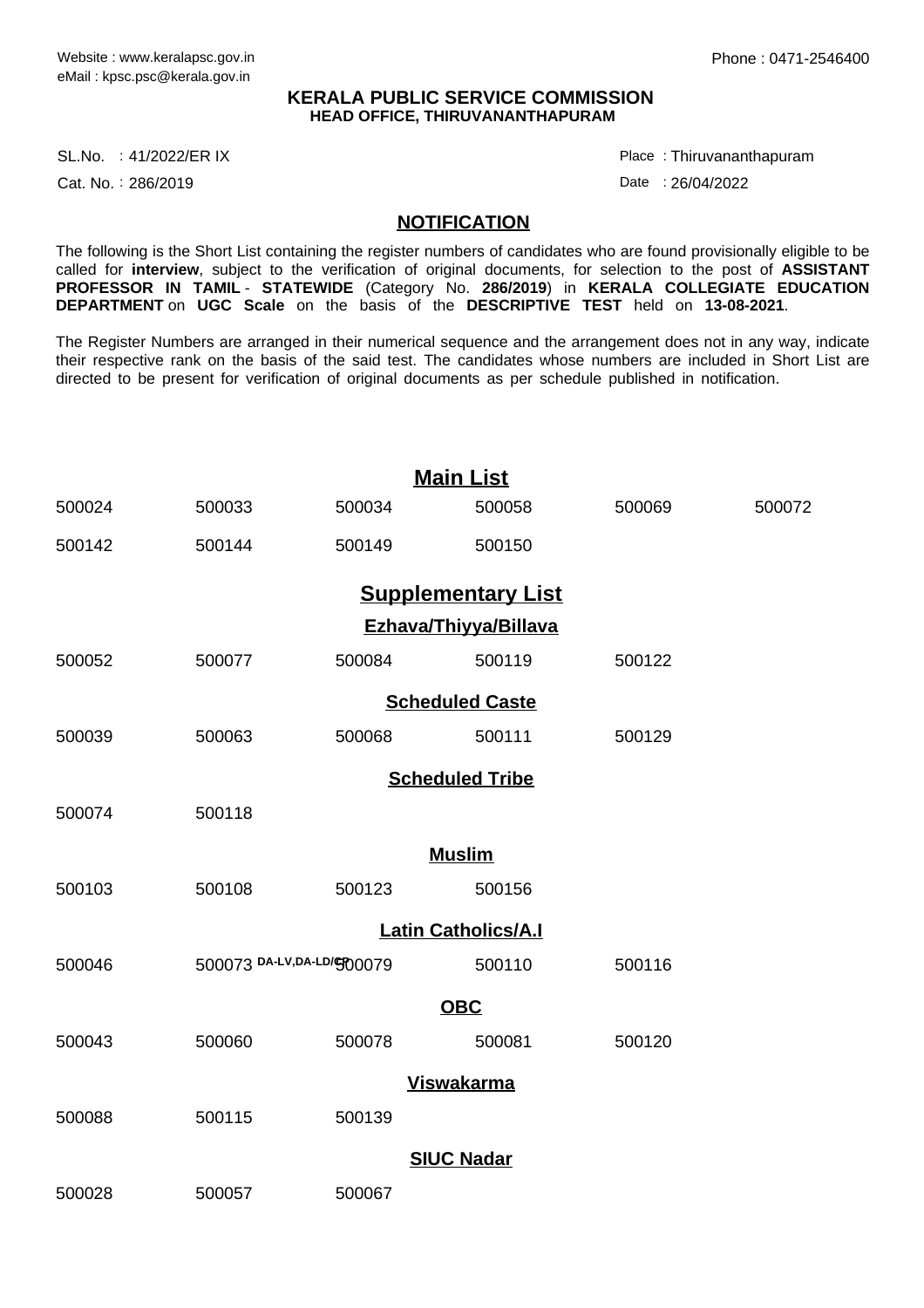Website : www.keralapsc.gov.in
eMail : kpsc.psc@kerala.gov.in

Phone : 0471-2546400

**KERALA PUBLIC SERVICE COMMISSION**
**HEAD OFFICE, THIRUVANANTHAPURAM**

SL.No. : 41/2022/ER IX
Cat. No. : 286/2019

Place : Thiruvananthapuram
Date : 26/04/2022

## NOTIFICATION

The following is the Short List containing the register numbers of candidates who are found provisionally eligible to be called for **interview**, subject to the verification of original documents, for selection to the post of **ASSISTANT PROFESSOR IN TAMIL** - **STATEWIDE** (Category No. **286/2019**) in **KERALA COLLEGIATE EDUCATION DEPARTMENT** on **UGC Scale** on the basis of the **DESCRIPTIVE TEST** held on **13-08-2021**.

The Register Numbers are arranged in their numerical sequence and the arrangement does not in any way, indicate their respective rank on the basis of the said test. The candidates whose numbers are included in Short List are directed to be present for verification of original documents as per schedule published in notification.

## Main List

| | | | | | |
|---|---|---|---|---|---|
| 500024 | 500033 | 500034 | 500058 | 500069 | 500072 |
| 500142 | 500144 | 500149 | 500150 | | |

## Supplementary List

### Ezhava/Thiyya/Billava

| | | | | |
|---|---|---|---|---|
| 500052 | 500077 | 500084 | 500119 | 500122 |

### Scheduled Caste

| | | | | |
|---|---|---|---|---|
| 500039 | 500063 | 500068 | 500111 | 500129 |

### Scheduled Tribe

| | |
|---|---|
| 500074 | 500118 |

### Muslim

| | | | |
|---|---|---|---|
| 500103 | 500108 | 500123 | 500156 |

### Latin Catholics/A.I

| | | | | |
|---|---|---|---|---|
| 500046 | 500073 DA-LV,DA-LD/CP | 500079 | 500110 | 500116 |

### OBC

| | | | | |
|---|---|---|---|---|
| 500043 | 500060 | 500078 | 500081 | 500120 |

### Viswakarma

| | | |
|---|---|---|
| 500088 | 500115 | 500139 |

### SIUC Nadar

| | | |
|---|---|---|
| 500028 | 500057 | 500067 |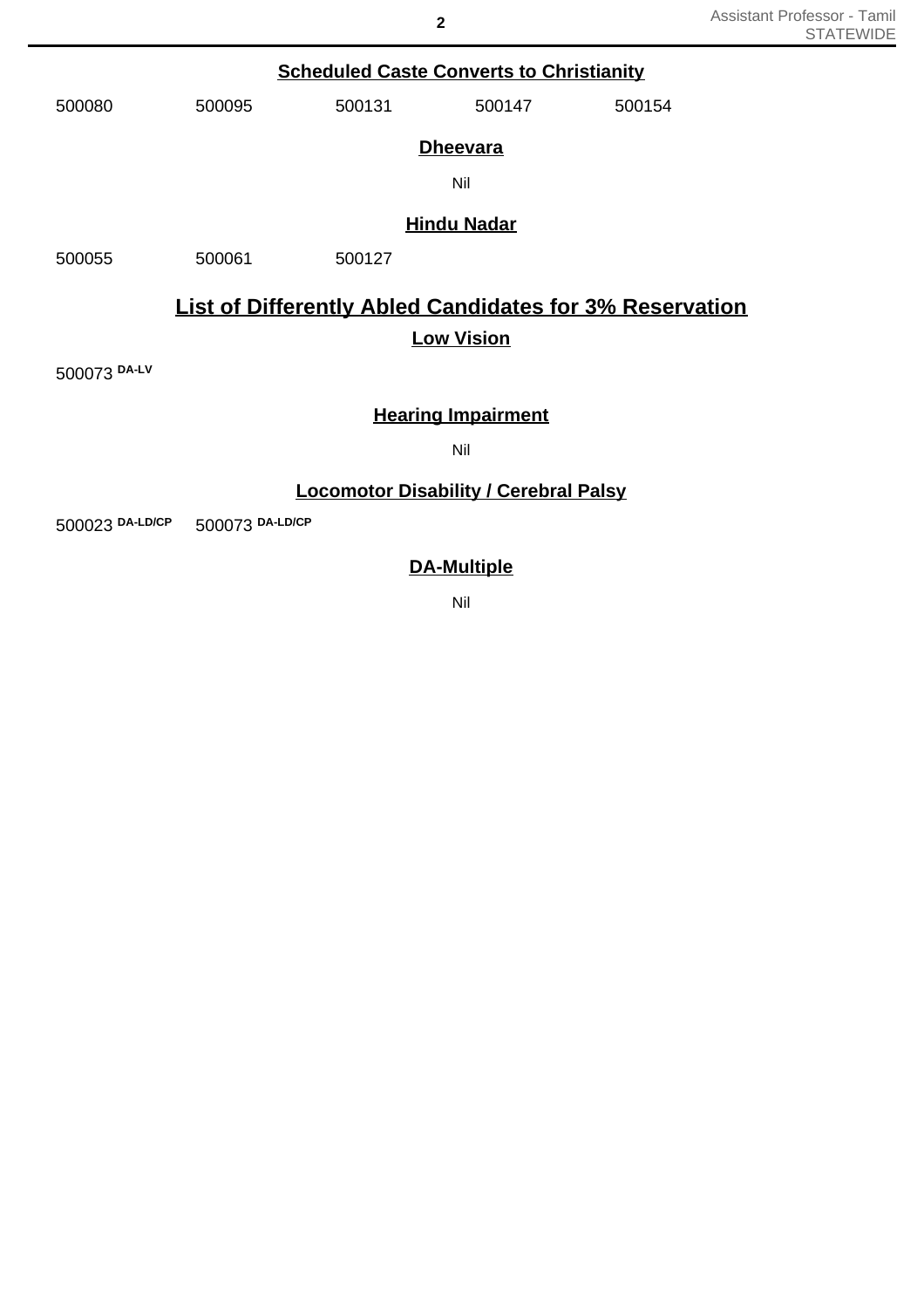### Scheduled Caste Converts to Christianity

500080 500095 500131 500147 500154

### Dheevara

Nil

### Hindu Nadar

500055 500061 500127

## List of Differently Abled Candidates for 3% Reservation

### Low Vision

500073 DA-LV

### Hearing Impairment

Nil

### Locomotor Disability / Cerebral Palsy

500023 DA-LD/CP 500073 DA-LD/CP

### DA-Multiple

Nil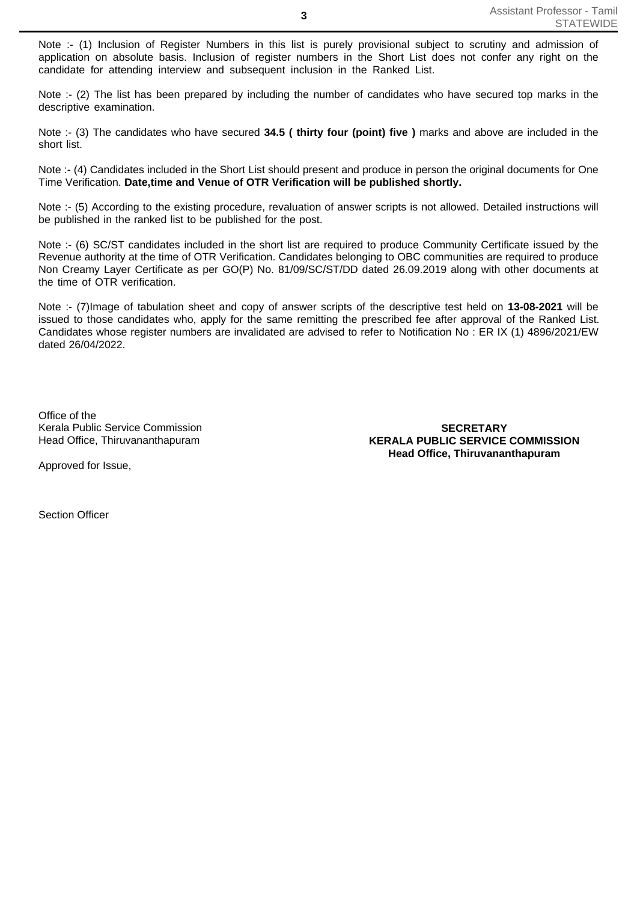Note :- (1) Inclusion of Register Numbers in this list is purely provisional subject to scrutiny and admission of application on absolute basis. Inclusion of register numbers in the Short List does not confer any right on the candidate for attending interview and subsequent inclusion in the Ranked List.

Note :- (2) The list has been prepared by including the number of candidates who have secured top marks in the descriptive examination.

Note :- (3) The candidates who have secured **34.5 ( thirty four (point) five )** marks and above are included in the short list.

Note :- (4) Candidates included in the Short List should present and produce in person the original documents for One Time Verification. **Date,time and Venue of OTR Verification will be published shortly.**

Note :- (5) According to the existing procedure, revaluation of answer scripts is not allowed. Detailed instructions will be published in the ranked list to be published for the post.

Note :- (6) SC/ST candidates included in the short list are required to produce Community Certificate issued by the Revenue authority at the time of OTR Verification. Candidates belonging to OBC communities are required to produce Non Creamy Layer Certificate as per GO(P) No. 81/09/SC/ST/DD dated 26.09.2019 along with other documents at the time of OTR verification.

Note :- (7)Image of tabulation sheet and copy of answer scripts of the descriptive test held on **13-08-2021** will be issued to those candidates who, apply for the same remitting the prescribed fee after approval of the Ranked List. Candidates whose register numbers are invalidated are advised to refer to Notification No : ER IX (1) 4896/2021/EW dated 26/04/2022.

Office of the
Kerala Public Service Commission
Head Office, Thiruvananthapuram

**SECRETARY**
**KERALA PUBLIC SERVICE COMMISSION**
**Head Office, Thiruvananthapuram**

Approved for Issue,

Section Officer